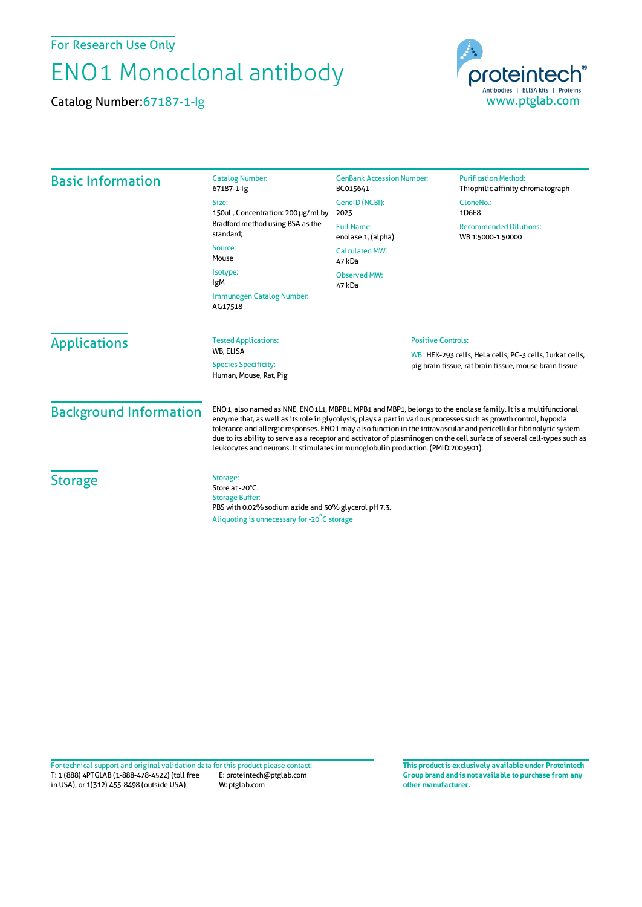For Research Use Only

# ENO1 Monoclonal antibody

Catalog Number: 67187-1-Ig

proteintech®
Antibodies | ELISA kits | Proteins
www.ptglab.com

## Basic Information

**Catalog Number:**
67187-1-Ig

**Size:**
150ul , Concentration: 200 μg/ml by Bradford method using BSA as the standard;

**Source:**
Mouse

**Isotype:**
IgM

**Immunogen Catalog Number:**
AG17518

**GenBank Accession Number:**
BC015641

**GeneID (NCBI):**
2023

**Full Name:**
enolase 1, (alpha)

**Calculated MW:**
47 kDa

**Observed MW:**
47 kDa

**Purification Method:**
Thiophilic affinity chromatograph

**CloneNo.:**
1D6E8

**Recommended Dilutions:**
WB 1:5000-1:50000

## Applications

**Tested Applications:**
WB, ELISA

**Species Specificity:**
Human, Mouse, Rat, Pig

**Positive Controls:**

WB : HEK-293 cells, HeLa cells, PC-3 cells, Jurkat cells, pig brain tissue, rat brain tissue, mouse brain tissue

## Background Information

ENO1, also named as NNE, ENO1L1, MBPB1, MPB1 and MBP1, belongs to the enolase family. It is a multifunctional enzyme that, as well as its role in glycolysis, plays a part in various processes such as growth control, hypoxia tolerance and allergic responses. ENO1 may also function in the intravascular and pericellular fibrinolytic system due to its ability to serve as a receptor and activator of plasminogen on the cell surface of several cell-types such as leukocytes and neurons. It stimulates immunoglobulin production. (PMID:2005901).

## Storage

**Storage:**
Store at -20°C.

**Storage Buffer:**
PBS with 0.02% sodium azide and 50% glycerol pH 7.3.

Aliquoting is unnecessary for -20°C storage

For technical support and original validation data for this product please contact:
T: 1 (888) 4PTGLAB (1-888-478-4522) (toll free in USA), or 1(312) 455-8498 (outside USA)
E: proteintech@ptglab.com
W: ptglab.com

**This product is exclusively available under Proteintech Group brand and is not available to purchase from any other manufacturer.**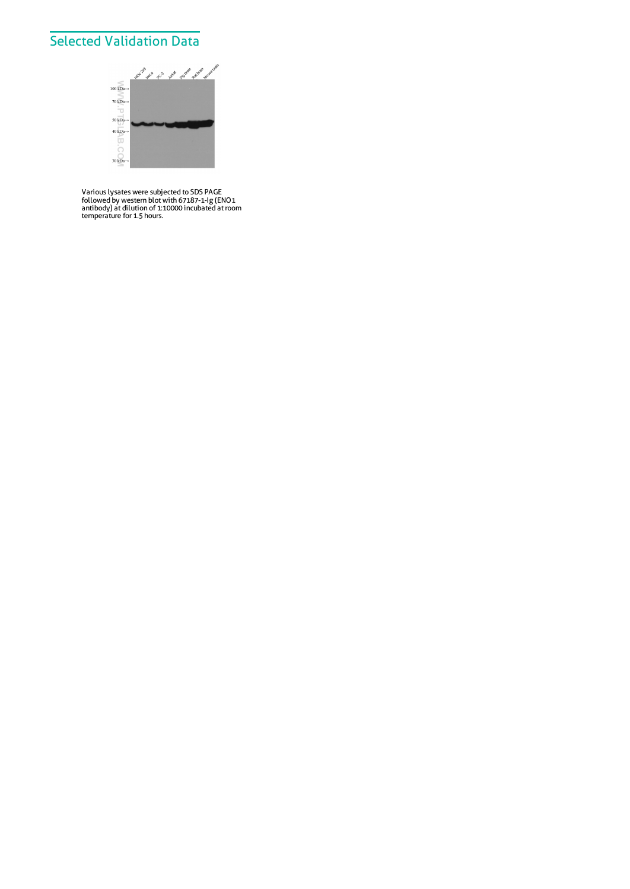## Selected Validation Data

HEK-293
HeLa
PC-3
Jurkat
Pig brain
Rat brain
Mouse brain

100 kDa→
70 kDa→
50 kDa→
40 kDa→
30 kDa→

WWW.PTGLAB.COM

Various lysates were subjected to SDS PAGE followed by western blot with 67187-1-Ig (ENO1 antibody) at dilution of 1:10000 incubated at room temperature for 1.5 hours.